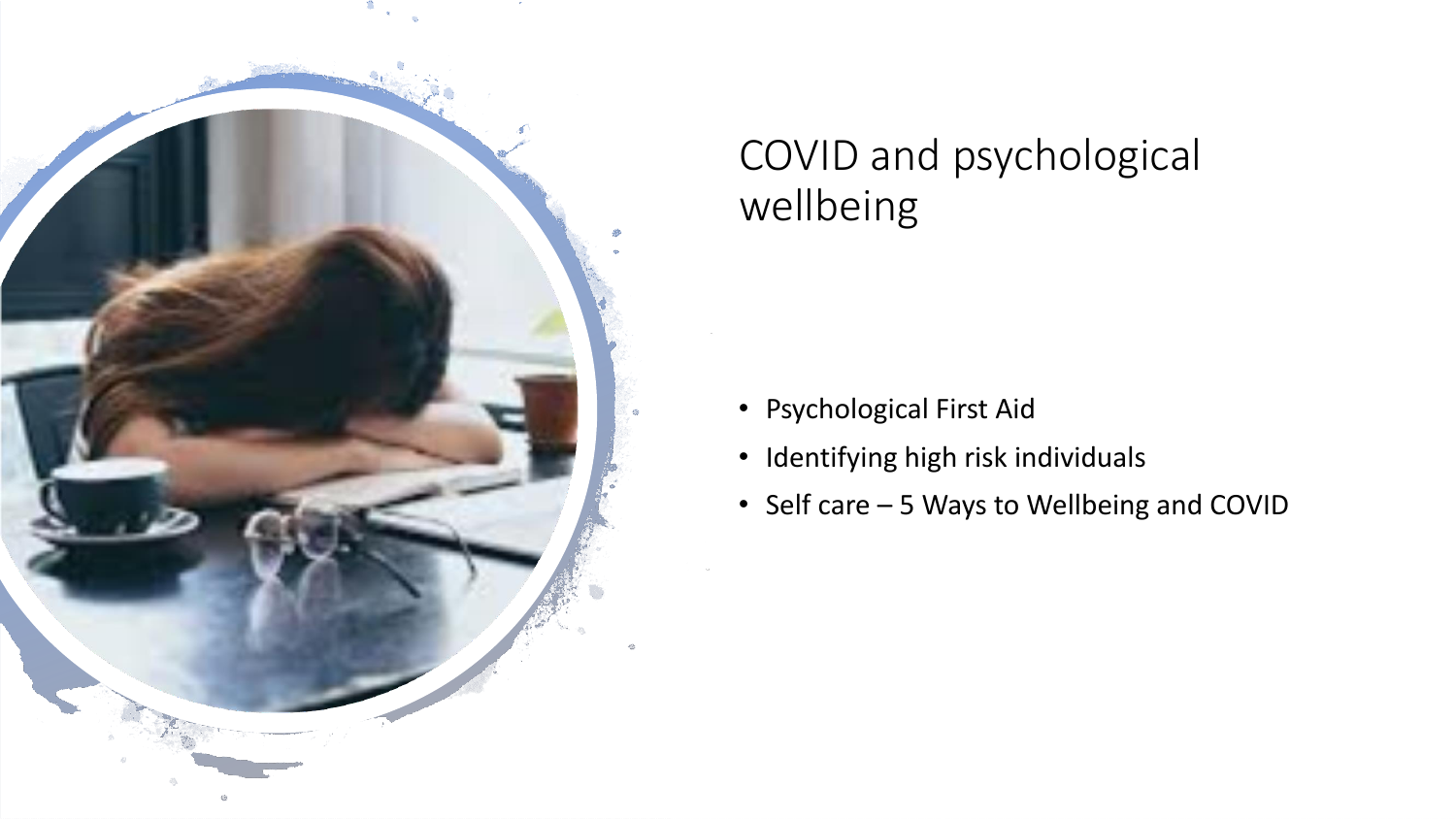# COVID and psychological wellbeing

- Psychological First Aid
- Identifying high risk individuals
- Self care – 5 Ways to Wellbeing and COVID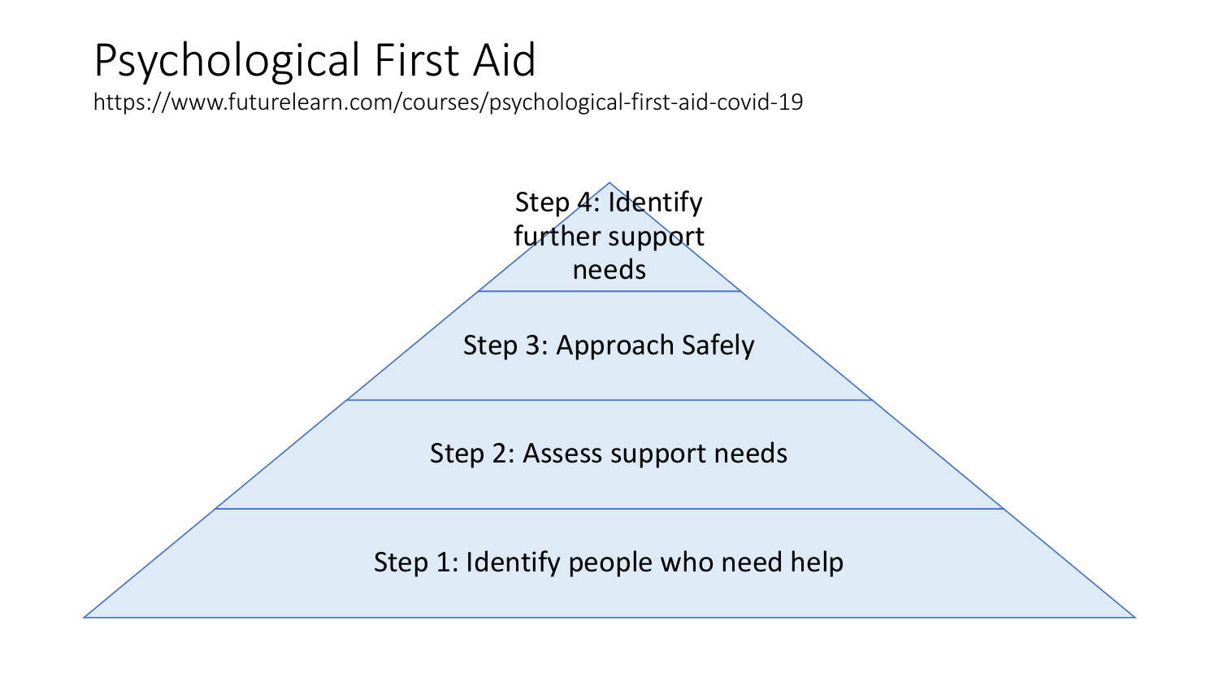# Psychological First Aid

https://www.futurelearn.com/courses/psychological-first-aid-covid-19

Step 4: Identify further support needs

Step 3: Approach Safely

Step 2: Assess support needs

Step 1: Identify people who need help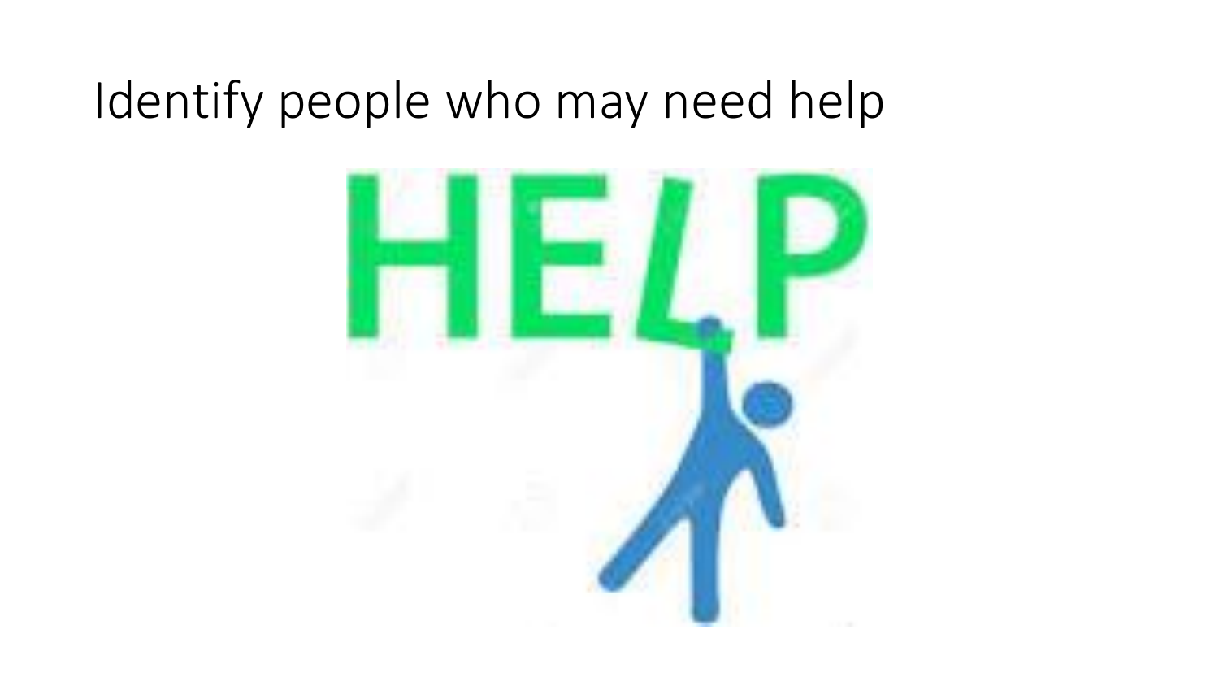# Identify people who may need help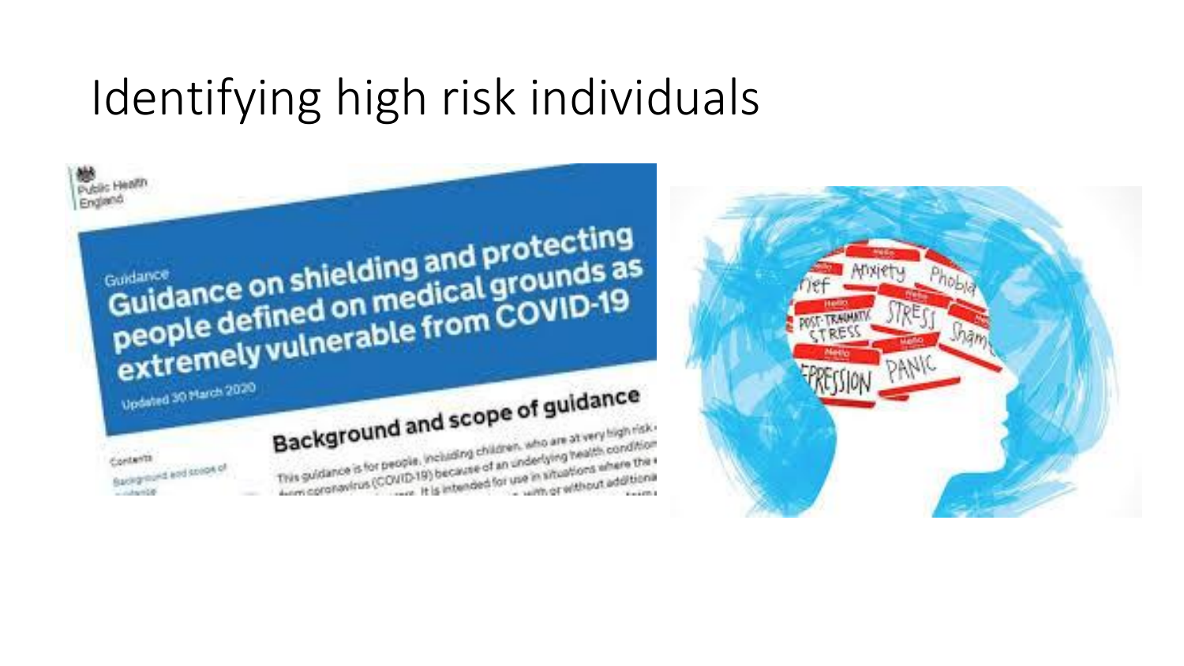# Identifying high risk individuals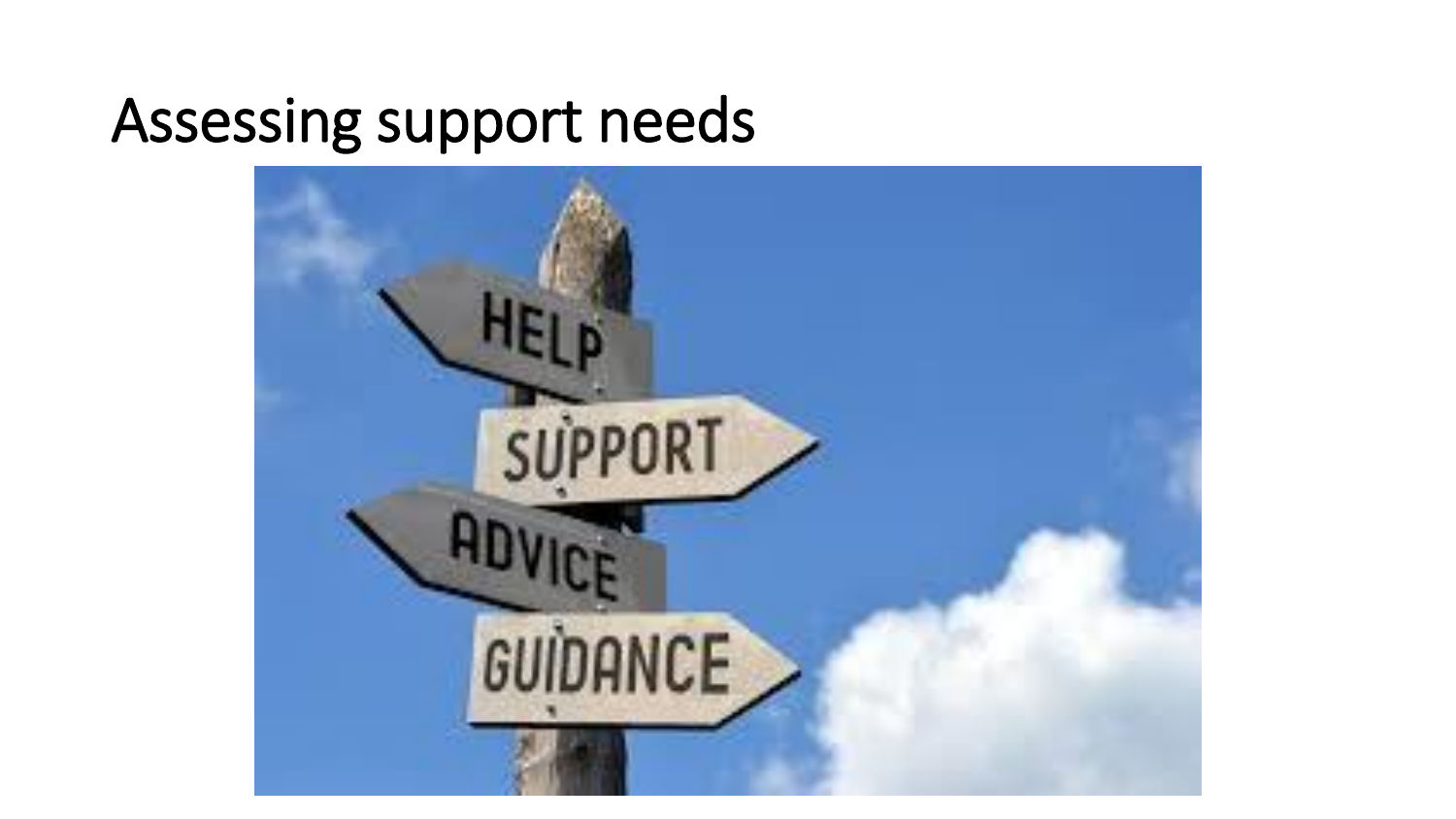# Assessing support needs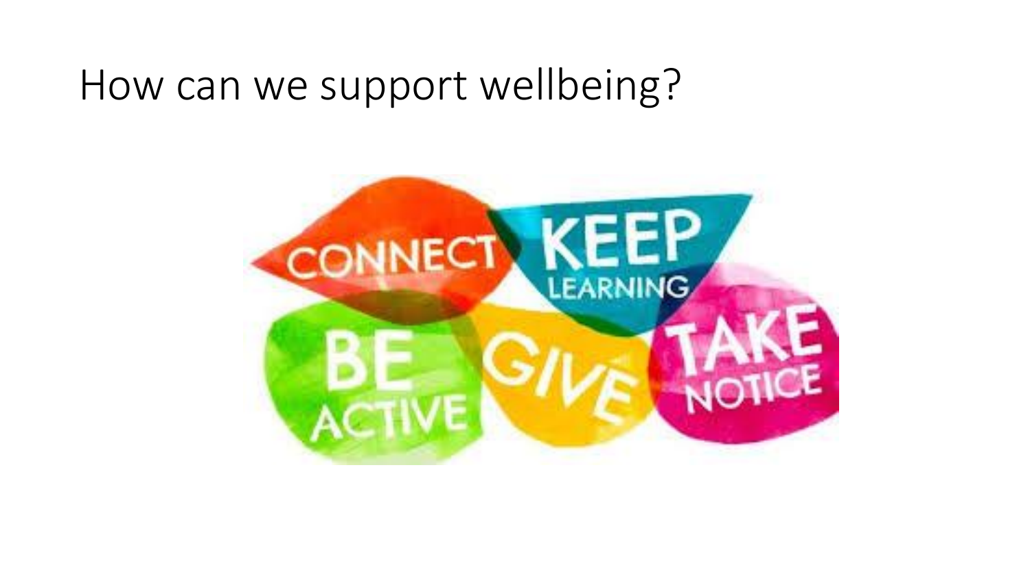# How can we support wellbeing?

CONNECT

KEEP LEARNING

BE ACTIVE

GIVE

TAKE NOTICE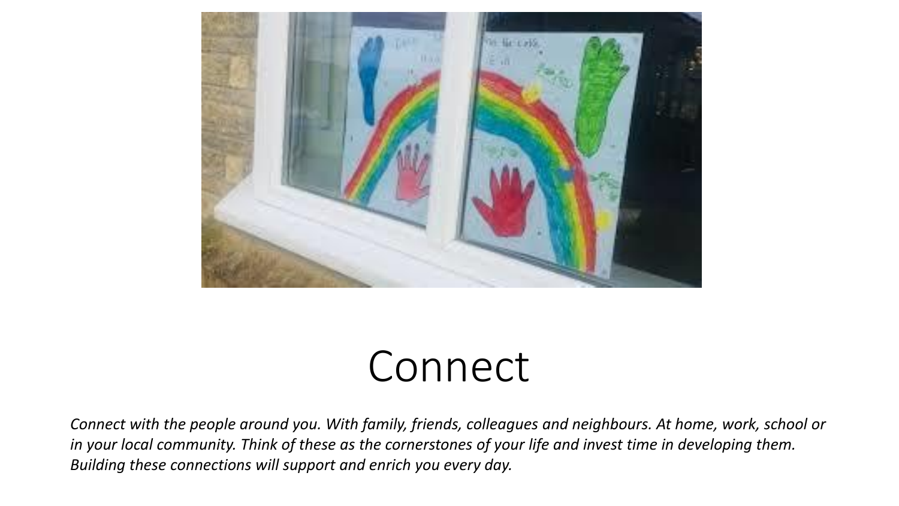# Connect

*Connect with the people around you. With family, friends, colleagues and neighbours. At home, work, school or in your local community. Think of these as the cornerstones of your life and invest time in developing them. Building these connections will support and enrich you every day.*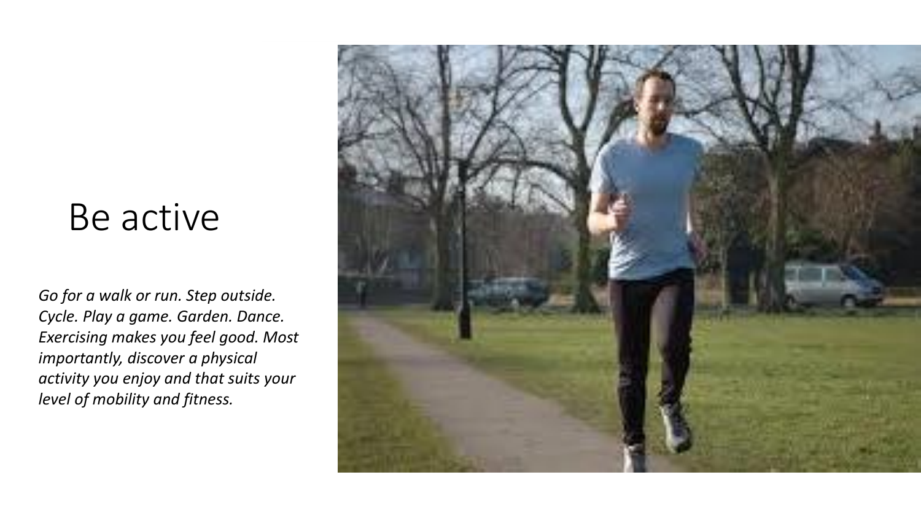# Be active

*Go for a walk or run. Step outside. Cycle. Play a game. Garden. Dance. Exercising makes you feel good. Most importantly, discover a physical activity you enjoy and that suits your level of mobility and fitness.*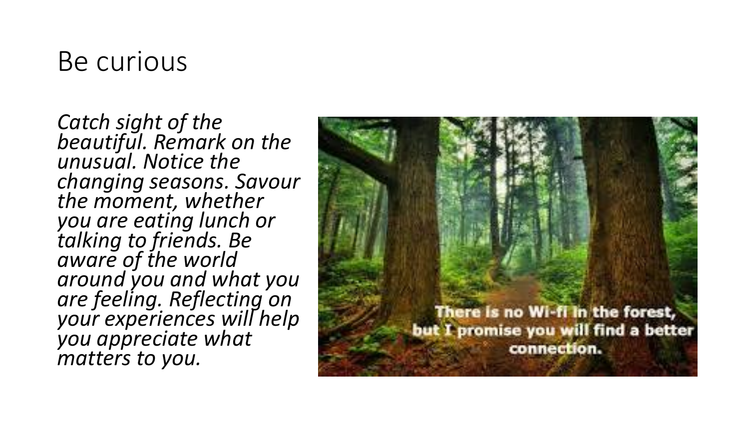# Be curious

*Catch sight of the beautiful. Remark on the unusual. Notice the changing seasons. Savour the moment, whether you are eating lunch or talking to friends. Be aware of the world around you and what you are feeling. Reflecting on your experiences will help you appreciate what matters to you.*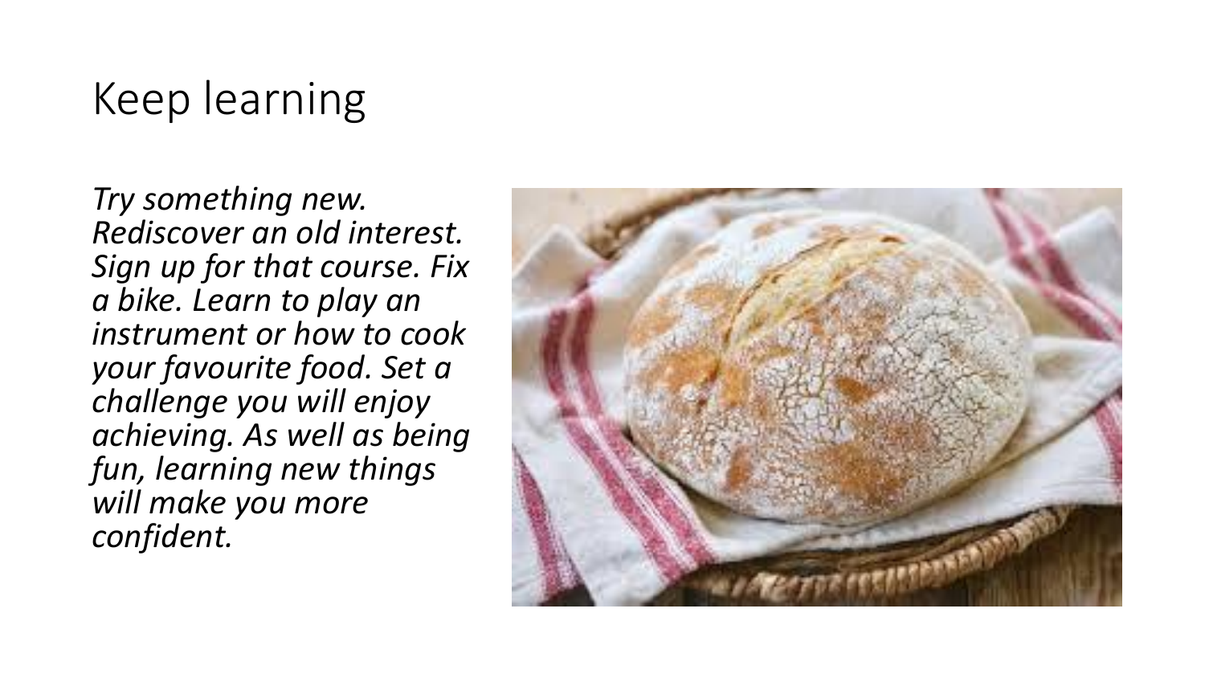# Keep learning

*Try something new. Rediscover an old interest. Sign up for that course. Fix a bike. Learn to play an instrument or how to cook your favourite food. Set a challenge you will enjoy achieving. As well as being fun, learning new things will make you more confident.*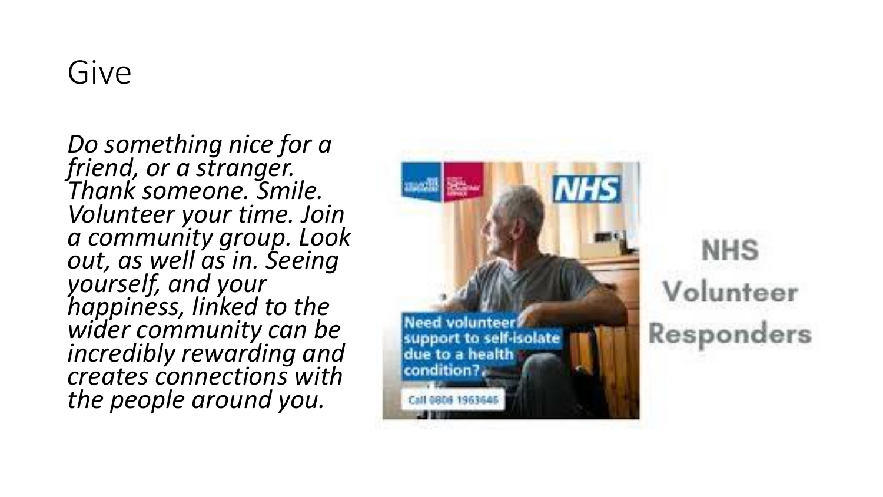# Give

*Do something nice for a friend, or a stranger. Thank someone. Smile. Volunteer your time. Join a community group. Look out, as well as in. Seeing yourself, and your happiness, linked to the wider community can be incredibly rewarding and creates connections with the people around you.*

NHS Volunteer Responders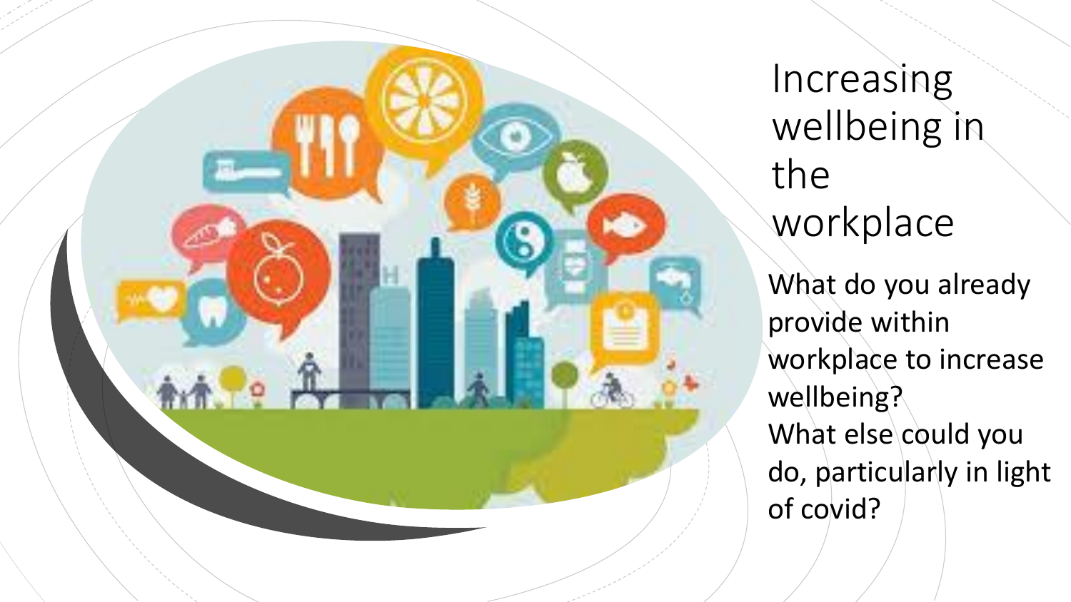# Increasing wellbeing in the workplace

What do you already provide within workplace to increase wellbeing?

What else could you do, particularly in light of covid?